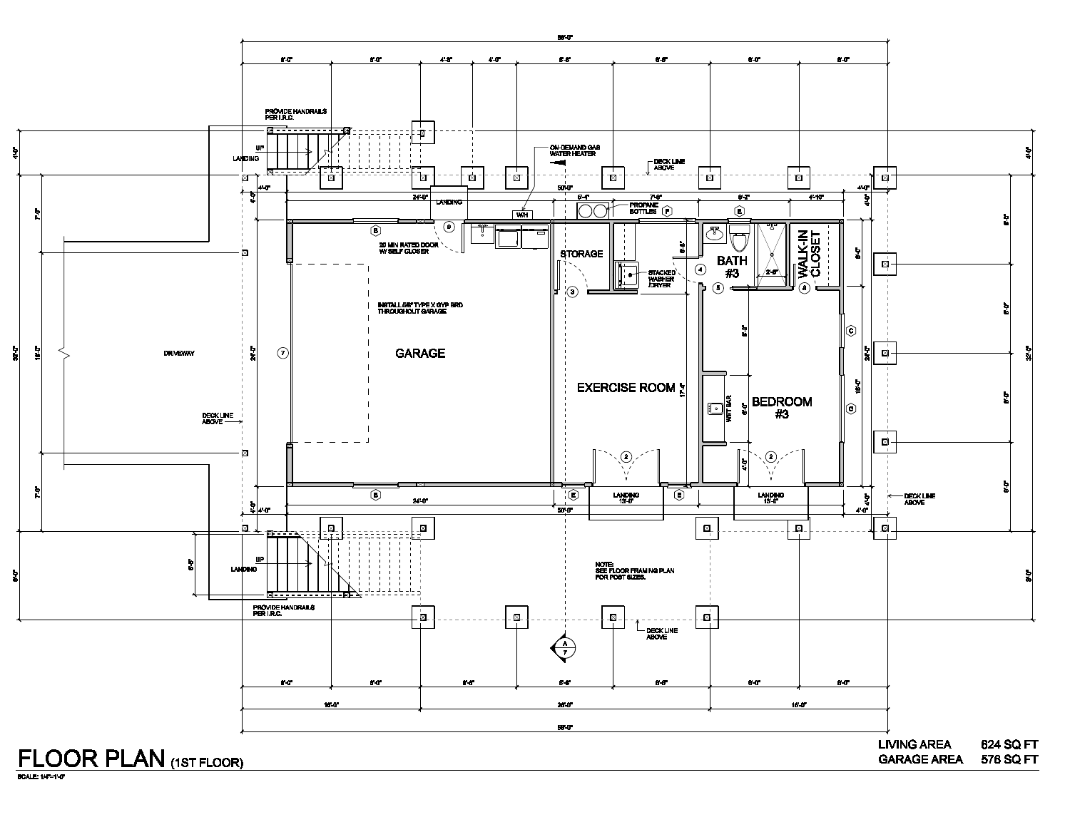# FLOOR PLAN (1ST FLOOR)

SCALE: 1/4"=1'-0"

GARAGE

EXERCISE ROOM

BEDROOM #3

BATH #3

WALK-IN CLOSET

STORAGE

DRIVEWAY

PROVIDE HANDRAILS PER I.R.C.

UP

LANDING

ON-DEMAND GAS WATER HEATER

W/H

PROPANE BOTTLES

DECK LINE ABOVE

20 MIN RATED DOOR W/ SELF CLOSER

INSTALL 5/8" TYPE X GYP BRD THROUGHOUT GARAGE

STACKED WASHER /DRYER

WET BAR

NOTE: SEE FLOOR FRAMING PLAN FOR POST SIZES.

| | |
|---|---|
| LIVING AREA | 624 SQ FT |
| GARAGE AREA | 576 SQ FT |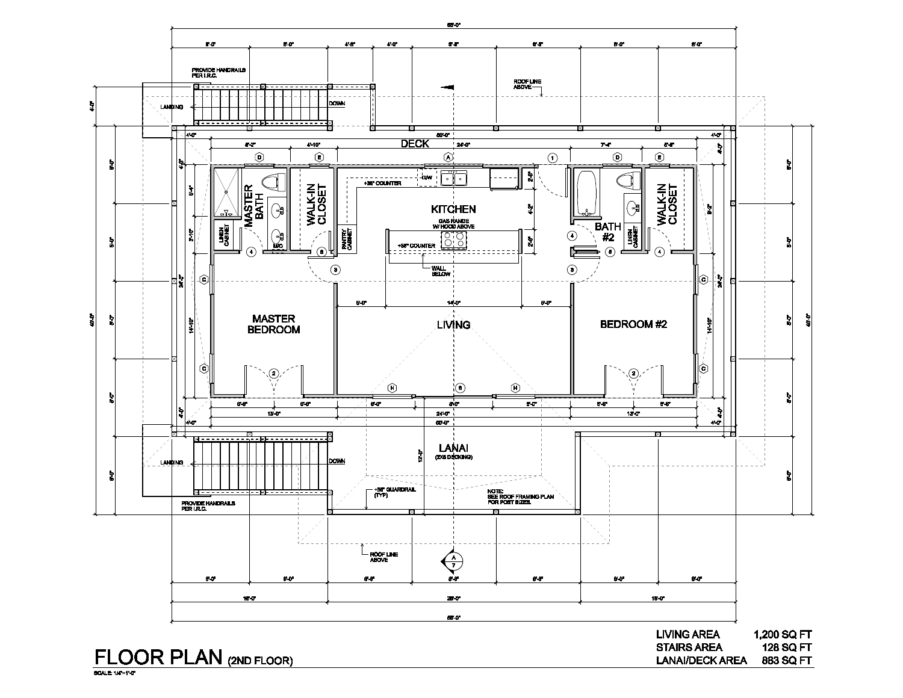# FLOOR PLAN (2ND FLOOR)

SCALE: 1/4"=1'-0"

| | |
|---|---|
| LIVING AREA | 1,200 SQ FT |
| STAIRS AREA | 128 SQ FT |
| LANAI/DECK AREA | 883 SQ FT |